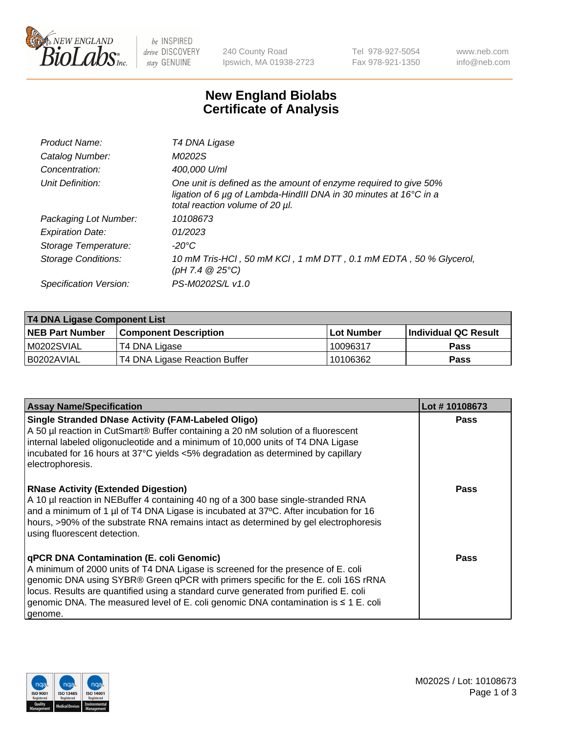New England BioLabs Inc. — be INSPIRED drive DISCOVERY stay GENUINE

240 County Road
Ipswich, MA 01938-2723

Tel 978-927-5054
Fax 978-921-1350

www.neb.com
info@neb.com

# New England Biolabs
# Certificate of Analysis

| | |
|---|---|
| *Product Name:* | *T4 DNA Ligase* |
| *Catalog Number:* | *M0202S* |
| *Concentration:* | *400,000 U/ml* |
| *Unit Definition:* | *One unit is defined as the amount of enzyme required to give 50% ligation of 6 µg of Lambda-HindIII DNA in 30 minutes at 16°C in a total reaction volume of 20 µl.* |
| *Packaging Lot Number:* | *10108673* |
| *Expiration Date:* | *01/2023* |
| *Storage Temperature:* | *-20°C* |
| *Storage Conditions:* | *10 mM Tris-HCl , 50 mM KCl , 1 mM DTT , 0.1 mM EDTA , 50 % Glycerol, (pH 7.4 @ 25°C)* |
| *Specification Version:* | *PS-M0202S/L v1.0* |

| **T4 DNA Ligase Component List** | | | |
|---|---|---|---|
| **NEB Part Number** | **Component Description** | **Lot Number** | **Individual QC Result** |
| M0202SVIAL | T4 DNA Ligase | 10096317 | **Pass** |
| B0202AVIAL | T4 DNA Ligase Reaction Buffer | 10106362 | **Pass** |

| **Assay Name/Specification** | **Lot # 10108673** |
|---|---|
| **Single Stranded DNase Activity (FAM-Labeled Oligo)** A 50 µl reaction in CutSmart® Buffer containing a 20 nM solution of a fluorescent internal labeled oligonucleotide and a minimum of 10,000 units of T4 DNA Ligase incubated for 16 hours at 37°C yields <5% degradation as determined by capillary electrophoresis. | **Pass** |
| **RNase Activity (Extended Digestion)** A 10 µl reaction in NEBuffer 4 containing 40 ng of a 300 base single-stranded RNA and a minimum of 1 µl of T4 DNA Ligase is incubated at 37ºC. After incubation for 16 hours, >90% of the substrate RNA remains intact as determined by gel electrophoresis using fluorescent detection. | **Pass** |
| **qPCR DNA Contamination (E. coli Genomic)** A minimum of 2000 units of T4 DNA Ligase is screened for the presence of E. coli genomic DNA using SYBR® Green qPCR with primers specific for the E. coli 16S rRNA locus. Results are quantified using a standard curve generated from purified E. coli genomic DNA. The measured level of E. coli genomic DNA contamination is ≤ 1 E. coli genome. | **Pass** |

M0202S / Lot: 10108673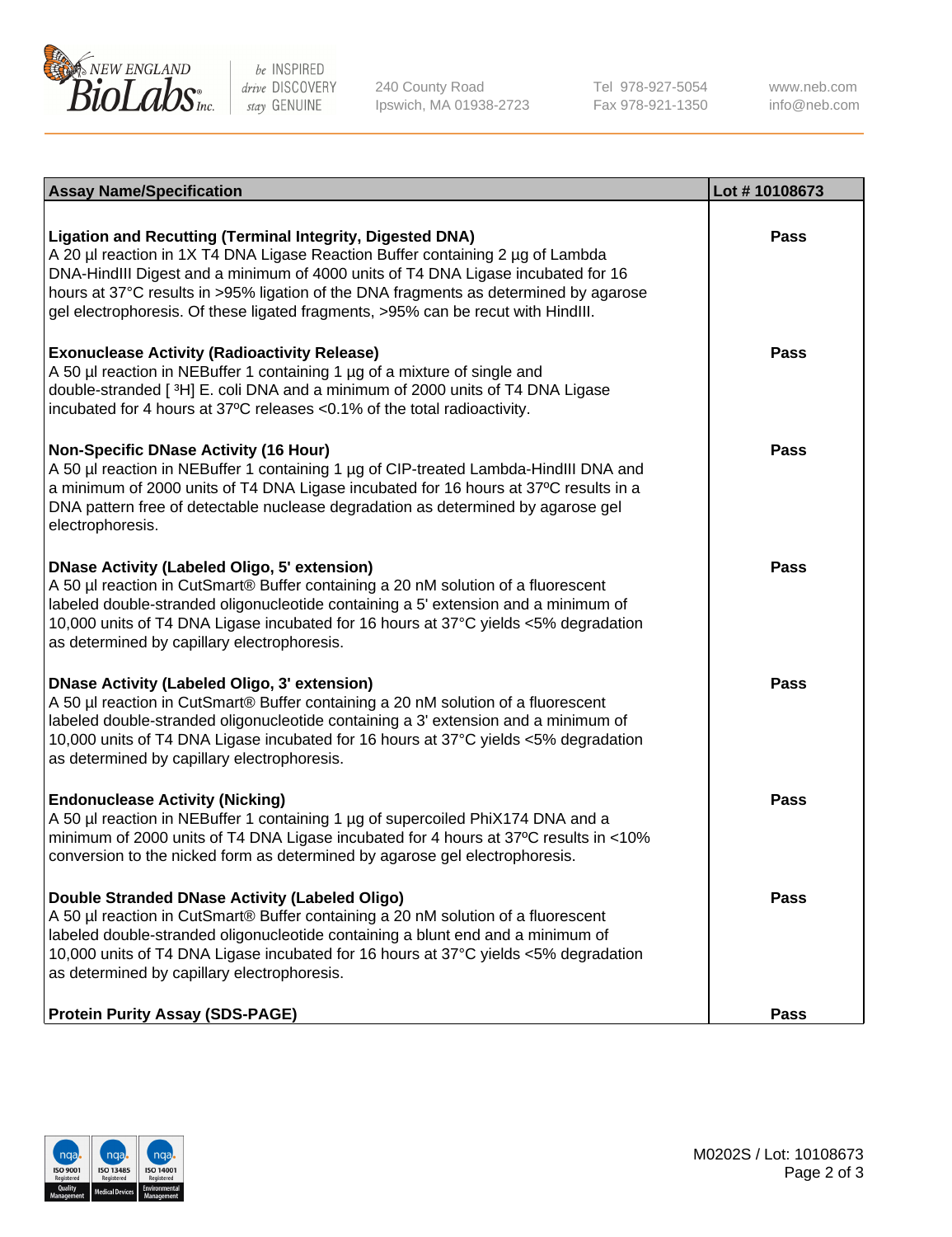| Assay Name/Specification | Lot # 10108673 |
|---|---|
| **Ligation and Recutting (Terminal Integrity, Digested DNA)**<br>A 20 µl reaction in 1X T4 DNA Ligase Reaction Buffer containing 2 µg of Lambda DNA-HindIII Digest and a minimum of 4000 units of T4 DNA Ligase incubated for 16 hours at 37°C results in >95% ligation of the DNA fragments as determined by agarose gel electrophoresis. Of these ligated fragments, >95% can be recut with HindIII. | **Pass** |
| **Exonuclease Activity (Radioactivity Release)**<br>A 50 µl reaction in NEBuffer 1 containing 1 µg of a mixture of single and double-stranded [ $^3$H] E. coli DNA and a minimum of 2000 units of T4 DNA Ligase incubated for 4 hours at 37ºC releases <0.1% of the total radioactivity. | **Pass** |
| **Non-Specific DNase Activity (16 Hour)**<br>A 50 µl reaction in NEBuffer 1 containing 1 µg of CIP-treated Lambda-HindIII DNA and a minimum of 2000 units of T4 DNA Ligase incubated for 16 hours at 37ºC results in a DNA pattern free of detectable nuclease degradation as determined by agarose gel electrophoresis. | **Pass** |
| **DNase Activity (Labeled Oligo, 5' extension)**<br>A 50 µl reaction in CutSmart® Buffer containing a 20 nM solution of a fluorescent labeled double-stranded oligonucleotide containing a 5' extension and a minimum of 10,000 units of T4 DNA Ligase incubated for 16 hours at 37°C yields <5% degradation as determined by capillary electrophoresis. | **Pass** |
| **DNase Activity (Labeled Oligo, 3' extension)**<br>A 50 µl reaction in CutSmart® Buffer containing a 20 nM solution of a fluorescent labeled double-stranded oligonucleotide containing a 3' extension and a minimum of 10,000 units of T4 DNA Ligase incubated for 16 hours at 37°C yields <5% degradation as determined by capillary electrophoresis. | **Pass** |
| **Endonuclease Activity (Nicking)**<br>A 50 µl reaction in NEBuffer 1 containing 1 µg of supercoiled PhiX174 DNA and a minimum of 2000 units of T4 DNA Ligase incubated for 4 hours at 37ºC results in <10% conversion to the nicked form as determined by agarose gel electrophoresis. | **Pass** |
| **Double Stranded DNase Activity (Labeled Oligo)**<br>A 50 µl reaction in CutSmart® Buffer containing a 20 nM solution of a fluorescent labeled double-stranded oligonucleotide containing a blunt end and a minimum of 10,000 units of T4 DNA Ligase incubated for 16 hours at 37°C yields <5% degradation as determined by capillary electrophoresis. | **Pass** |
| **Protein Purity Assay (SDS-PAGE)** | **Pass** |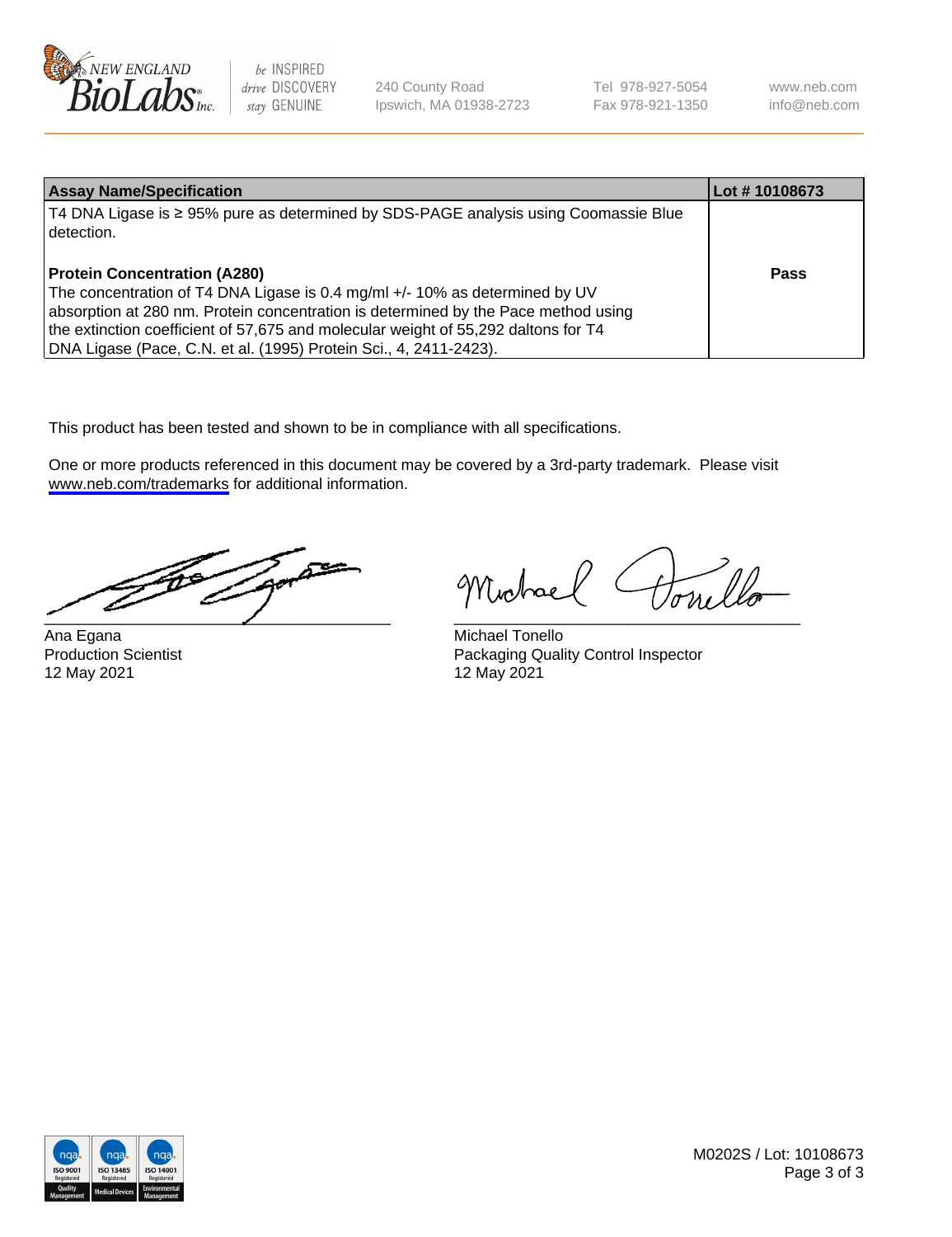| Assay Name/Specification | Lot # 10108673 |
| --- | --- |
| T4 DNA Ligase is ≥ 95% pure as determined by SDS-PAGE analysis using Coomassie Blue detection. | |
| **Protein Concentration (A280)**<br>The concentration of T4 DNA Ligase is 0.4 mg/ml +/- 10% as determined by UV absorption at 280 nm. Protein concentration is determined by the Pace method using the extinction coefficient of 57,675 and molecular weight of 55,292 daltons for T4 DNA Ligase (Pace, C.N. et al. (1995) Protein Sci., 4, 2411-2423). | **Pass** |

This product has been tested and shown to be in compliance with all specifications.

One or more products referenced in this document may be covered by a 3rd-party trademark. Please visit www.neb.com/trademarks for additional information.

Ana Egana
Production Scientist
12 May 2021

Michael Tonello
Packaging Quality Control Inspector
12 May 2021

M0202S / Lot: 10108673